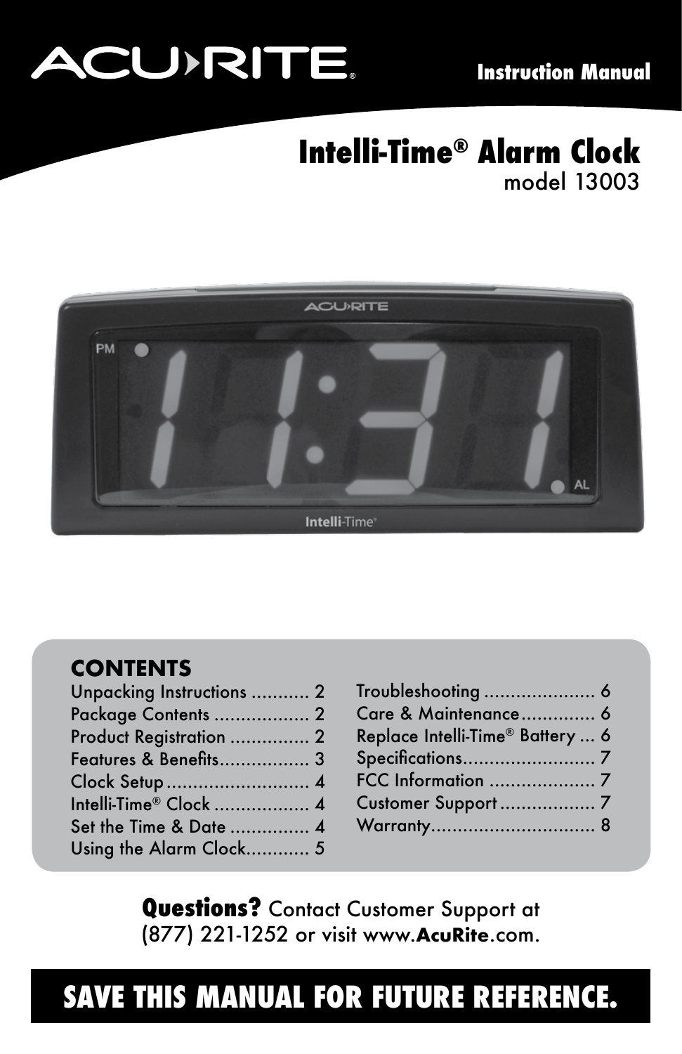# ACU-RITE

**Instruction Manual**

## Intelli-Time® Alarm Clock

model 13003

### CONTENTS

| | |
|---|---|
| Unpacking Instructions ........... 2 | Troubleshooting ..................... 6 |
| Package Contents .................. 2 | Care & Maintenance.............. 6 |
| Product Registration ............... 2 | Replace Intelli-Time® Battery ... 6 |
| Features & Benefits................. 3 | Specifications......................... 7 |
| Clock Setup ........................... 4 | FCC Information .................... 7 |
| Intelli-Time® Clock .................. 4 | Customer Support .................. 7 |
| Set the Time & Date ............... 4 | Warranty............................... 8 |
| Using the Alarm Clock............ 5 | |

**Questions?** Contact Customer Support at (877) 221-1252 or visit www.**AcuRite**.com.

**SAVE THIS MANUAL FOR FUTURE REFERENCE.**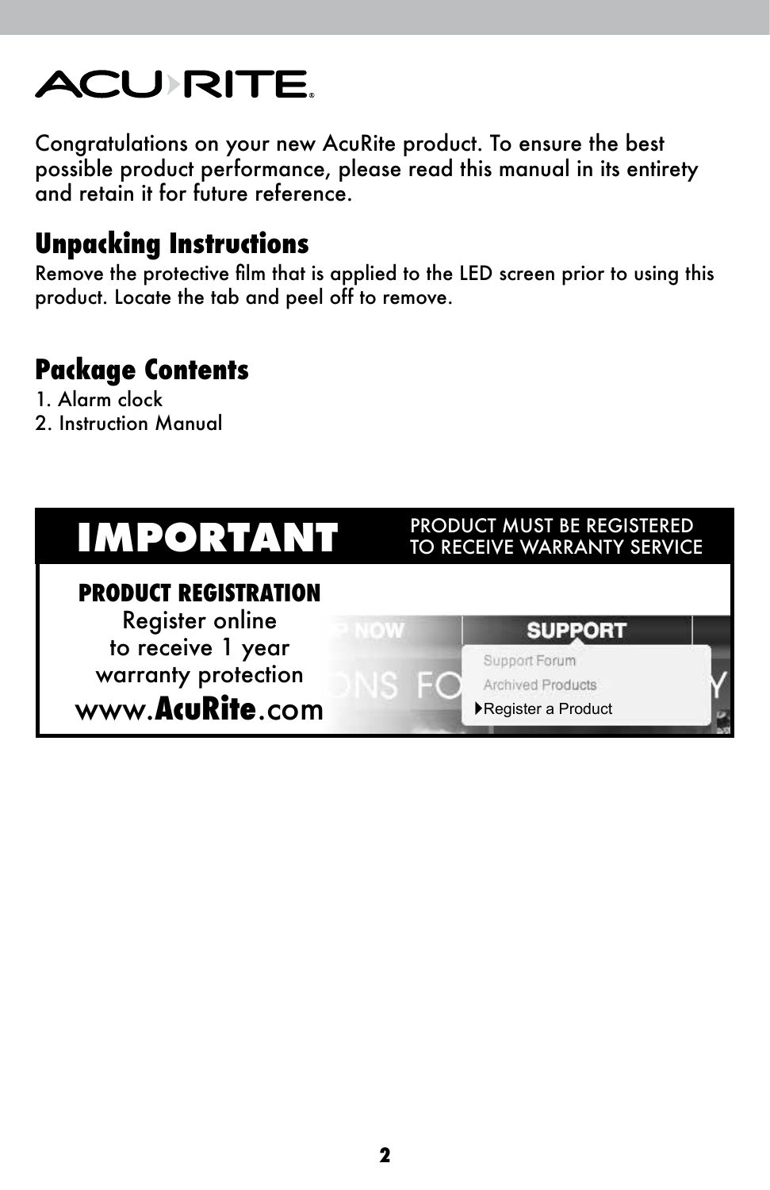ACU·RITE

Congratulations on your new AcuRite product. To ensure the best possible product performance, please read this manual in its entirety and retain it for future reference.

## Unpacking Instructions

Remove the protective film that is applied to the LED screen prior to using this product. Locate the tab and peel off to remove.

## Package Contents

1. Alarm clock
2. Instruction Manual

## IMPORTANT

PRODUCT MUST BE REGISTERED TO RECEIVE WARRANTY SERVICE

**PRODUCT REGISTRATION**

Register online to receive 1 year warranty protection

www.**AcuRite**.com

SUPPORT

- Support Forum
- Archived Products
- Register a Product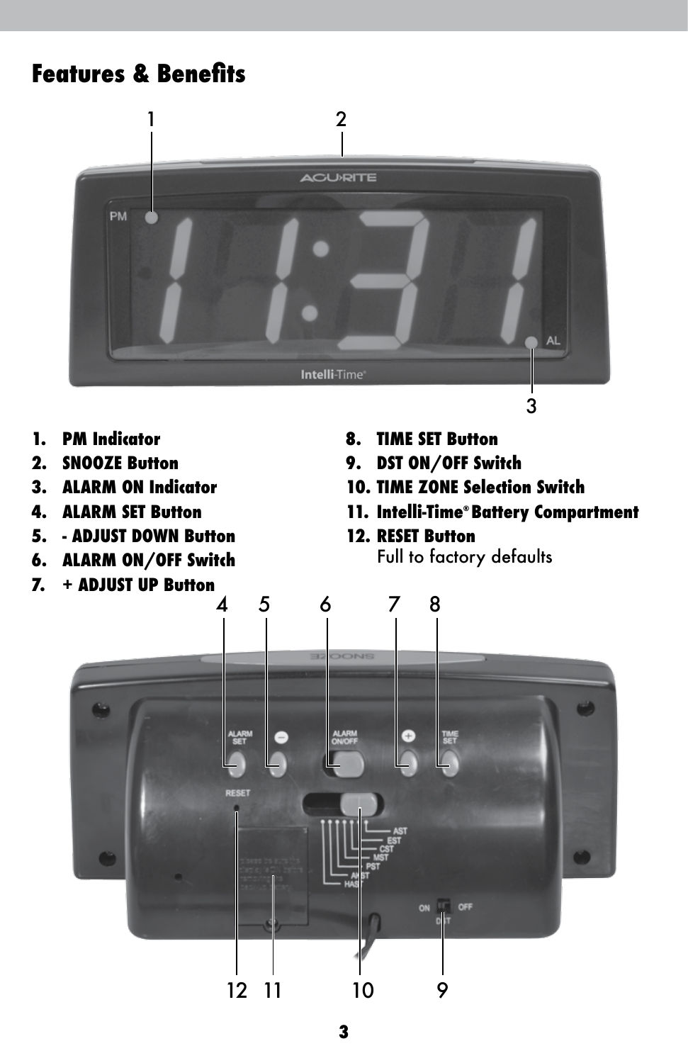# Features & Benefits

1. **PM Indicator**
2. **SNOOZE Button**
3. **ALARM ON Indicator**
4. **ALARM SET Button**
5. **- ADJUST DOWN Button**
6. **ALARM ON/OFF Switch**
7. **+ ADJUST UP Button**
8. **TIME SET Button**
9. **DST ON/OFF Switch**
10. **TIME ZONE Selection Switch**
11. **Intelli-Time® Battery Compartment**
12. **RESET Button**
    Full to factory defaults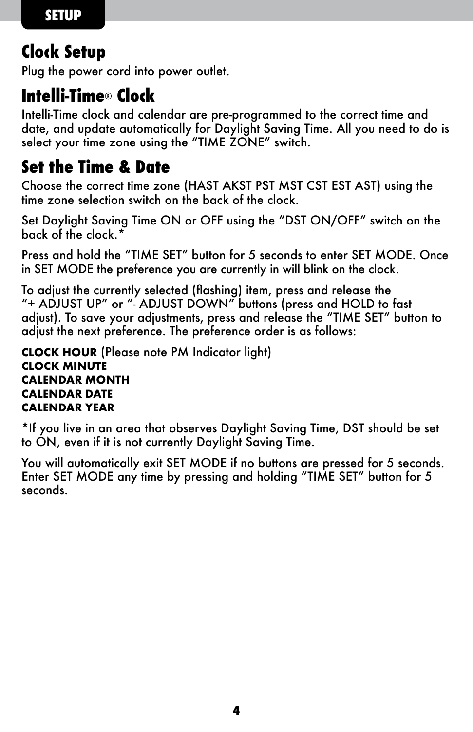## SETUP

## Clock Setup

Plug the power cord into power outlet.

## Intelli-Time® Clock

Intelli-Time clock and calendar are pre-programmed to the correct time and date, and update automatically for Daylight Saving Time. All you need to do is select your time zone using the "TIME ZONE" switch.

## Set the Time & Date

Choose the correct time zone (HAST AKST PST MST CST EST AST) using the time zone selection switch on the back of the clock.

Set Daylight Saving Time ON or OFF using the "DST ON/OFF" switch on the back of the clock.*

Press and hold the "TIME SET" button for 5 seconds to enter SET MODE. Once in SET MODE the preference you are currently in will blink on the clock.

To adjust the currently selected (flashing) item, press and release the "+ ADJUST UP" or "- ADJUST DOWN" buttons (press and HOLD to fast adjust). To save your adjustments, press and release the "TIME SET" button to adjust the next preference. The preference order is as follows:

**CLOCK HOUR** (Please note PM Indicator light)
**CLOCK MINUTE**
**CALENDAR MONTH**
**CALENDAR DATE**
**CALENDAR YEAR**

*If you live in an area that observes Daylight Saving Time, DST should be set to ON, even if it is not currently Daylight Saving Time.

You will automatically exit SET MODE if no buttons are pressed for 5 seconds. Enter SET MODE any time by pressing and holding "TIME SET" button for 5 seconds.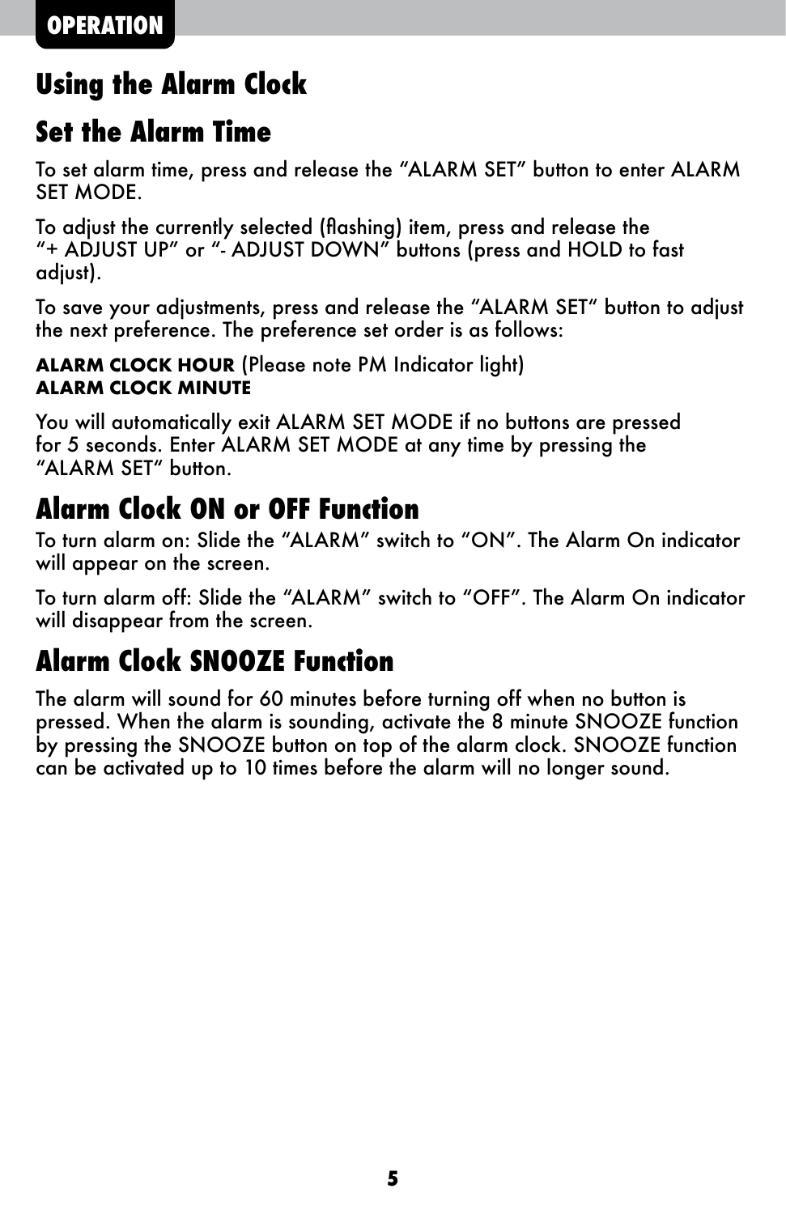## OPERATION

# Using the Alarm Clock

## Set the Alarm Time

To set alarm time, press and release the "ALARM SET" button to enter ALARM SET MODE.

To adjust the currently selected (flashing) item, press and release the "+ ADJUST UP" or "- ADJUST DOWN" buttons (press and HOLD to fast adjust).

To save your adjustments, press and release the "ALARM SET" button to adjust the next preference. The preference set order is as follows:

**ALARM CLOCK HOUR** (Please note PM Indicator light)
**ALARM CLOCK MINUTE**

You will automatically exit ALARM SET MODE if no buttons are pressed for 5 seconds. Enter ALARM SET MODE at any time by pressing the "ALARM SET" button.

## Alarm Clock ON or OFF Function

To turn alarm on: Slide the "ALARM" switch to "ON". The Alarm On indicator will appear on the screen.

To turn alarm off: Slide the "ALARM" switch to "OFF". The Alarm On indicator will disappear from the screen.

## Alarm Clock SNOOZE Function

The alarm will sound for 60 minutes before turning off when no button is pressed. When the alarm is sounding, activate the 8 minute SNOOZE function by pressing the SNOOZE button on top of the alarm clock. SNOOZE function can be activated up to 10 times before the alarm will no longer sound.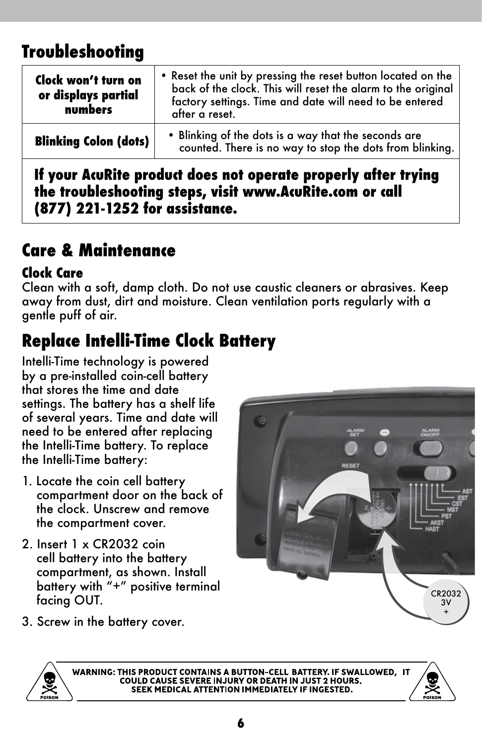## Troubleshooting

| Clock won't turn on or displays partial numbers | • Reset the unit by pressing the reset button located on the back of the clock. This will reset the alarm to the original factory settings. Time and date will need to be entered after a reset. |
|---|---|
| **Blinking Colon (dots)** | • Blinking of the dots is a way that the seconds are counted. There is no way to stop the dots from blinking. |

**If your AcuRite product does not operate properly after trying the troubleshooting steps, visit www.AcuRite.com or call (877) 221-1252 for assistance.**

## Care & Maintenance

### Clock Care

Clean with a soft, damp cloth. Do not use caustic cleaners or abrasives. Keep away from dust, dirt and moisture. Clean ventilation ports regularly with a gentle puff of air.

## Replace Intelli-Time Clock Battery

Intelli-Time technology is powered by a pre-installed coin-cell battery that stores the time and date settings. The battery has a shelf life of several years. Time and date will need to be entered after replacing the Intelli-Time battery. To replace the Intelli-Time battery:

1. Locate the coin cell battery compartment door on the back of the clock. Unscrew and remove the compartment cover.
2. Insert 1 x CR2032 coin cell battery into the battery compartment, as shown. Install battery with "+" positive terminal facing OUT.
3. Screw in the battery cover.

ALARM SET | ALARM ON/OFF | RESET | AST | EST | CST | MST | PST | AKST | HAST

CR2032 3V +

**WARNING: THIS PRODUCT CONTAINS A BUTTON-CELL BATTERY. IF SWALLOWED, IT COULD CAUSE SEVERE INJURY OR DEATH IN JUST 2 HOURS. SEEK MEDICAL ATTENTION IMMEDIATELY IF INGESTED.**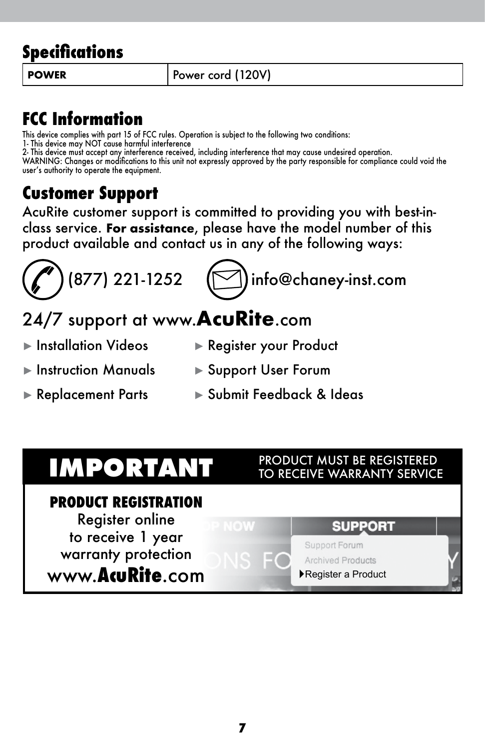## Specifications

| POWER | Power cord (120V) |
|---|---|

## FCC Information

This device complies with part 15 of FCC rules. Operation is subject to the following two conditions:
1- This device may NOT cause harmful interference
2- This device must accept any interference received, including interference that may cause undesired operation.
WARNING: Changes or modifications to this unit not expressly approved by the party responsible for compliance could void the user's authority to operate the equipment.

## Customer Support

AcuRite customer support is committed to providing you with best-in-class service. **For assistance**, please have the model number of this product available and contact us in any of the following ways:

(877) 221-1252 info@chaney-inst.com

24/7 support at www.**AcuRite**.com

- Installation Videos
- Instruction Manuals
- Replacement Parts
- Register your Product
- Support User Forum
- Submit Feedback & Ideas

## IMPORTANT

PRODUCT MUST BE REGISTERED TO RECEIVE WARRANTY SERVICE

**PRODUCT REGISTRATION**

Register online to receive 1 year warranty protection

www.**AcuRite**.com

SUPPORT
- Support Forum
- Archived Products
- Register a Product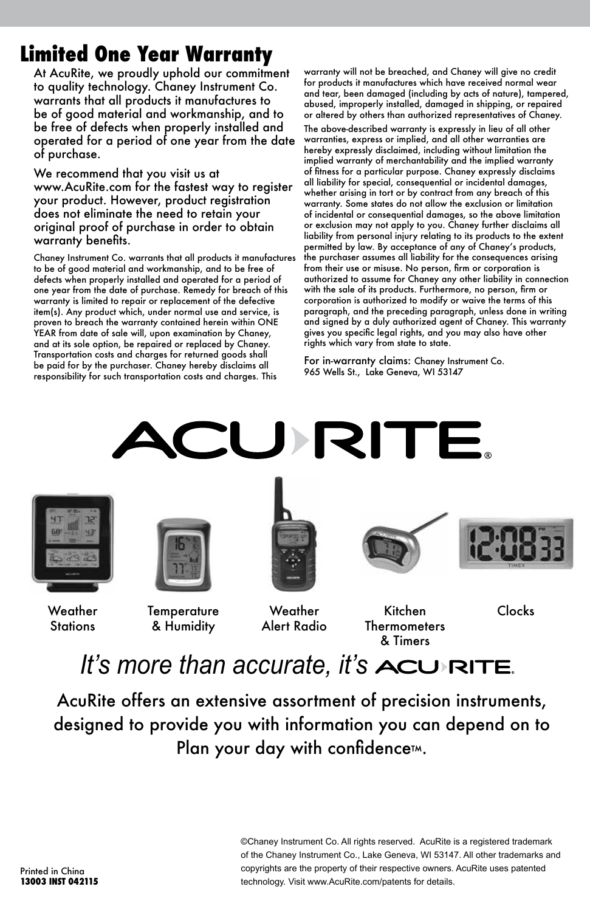# Limited One Year Warranty

At AcuRite, we proudly uphold our commitment to quality technology. Chaney Instrument Co. warrants that all products it manufactures to be of good material and workmanship, and to be free of defects when properly installed and operated for a period of one year from the date of purchase.

We recommend that you visit us at www.AcuRite.com for the fastest way to register your product. However, product registration does not eliminate the need to retain your original proof of purchase in order to obtain warranty benefits.

Chaney Instrument Co. warrants that all products it manufactures to be of good material and workmanship, and to be free of defects when properly installed and operated for a period of one year from the date of purchase. Remedy for breach of this warranty is limited to repair or replacement of the defective item(s). Any product which, under normal use and service, is proven to breach the warranty contained herein within ONE YEAR from date of sale will, upon examination by Chaney, and at its sole option, be repaired or replaced by Chaney. Transportation costs and charges for returned goods shall be paid for by the purchaser. Chaney hereby disclaims all responsibility for such transportation costs and charges. This warranty will not be breached, and Chaney will give no credit for products it manufactures which have received normal wear and tear, been damaged (including by acts of nature), tampered, abused, improperly installed, damaged in shipping, or repaired or altered by others than authorized representatives of Chaney.

The above-described warranty is expressly in lieu of all other warranties, express or implied, and all other warranties are hereby expressly disclaimed, including without limitation the implied warranty of merchantability and the implied warranty of fitness for a particular purpose. Chaney expressly disclaims all liability for special, consequential or incidental damages, whether arising in tort or by contract from any breach of this warranty. Some states do not allow the exclusion or limitation of incidental or consequential damages, so the above limitation or exclusion may not apply to you. Chaney further disclaims all liability from personal injury relating to its products to the extent permitted by law. By acceptance of any of Chaney's products, the purchaser assumes all liability for the consequences arising from their use or misuse. No person, firm or corporation is authorized to assume for Chaney any other liability in connection with the sale of its products. Furthermore, no person, firm or corporation is authorized to modify or waive the terms of this paragraph, and the preceding paragraph, unless done in writing and signed by a duly authorized agent of Chaney. This warranty gives you specific legal rights, and you may also have other rights which vary from state to state.

For in-warranty claims: Chaney Instrument Co.
965 Wells St., Lake Geneva, WI 53147

ACURITE®

Weather Stations

Temperature & Humidity

Weather Alert Radio

Kitchen Thermometers & Timers

Clocks

*It's more than accurate, it's* ACURITE®

AcuRite offers an extensive assortment of precision instruments, designed to provide you with information you can depend on to Plan your day with confidence™.

Printed in China
**13003 INST 042115**

©Chaney Instrument Co. All rights reserved. AcuRite is a registered trademark of the Chaney Instrument Co., Lake Geneva, WI 53147. All other trademarks and copyrights are the property of their respective owners. AcuRite uses patented technology. Visit www.AcuRite.com/patents for details.